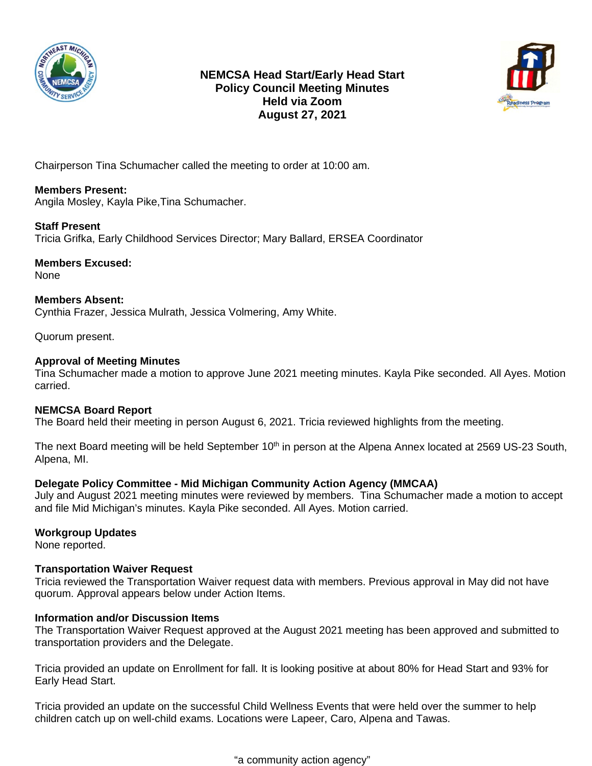# NEMCSA Head Start/Early Head Start Policy Council Meeting Minutes Held via Zoom August 27, 2021

Chairperson Tina Schumacher called the meeting to order at 10:00 am.

**Members Present:**
Angila Mosley, Kayla Pike,Tina Schumacher.

**Staff Present**
Tricia Grifka, Early Childhood Services Director; Mary Ballard, ERSEA Coordinator

**Members Excused:**
None

**Members Absent:**
Cynthia Frazer, Jessica Mulrath, Jessica Volmering, Amy White.

Quorum present.

**Approval of Meeting Minutes**
Tina Schumacher made a motion to approve June 2021 meeting minutes. Kayla Pike seconded. All Ayes. Motion carried.

**NEMCSA Board Report**
The Board held their meeting in person August 6, 2021. Tricia reviewed highlights from the meeting.

The next Board meeting will be held September 10th in person at the Alpena Annex located at 2569 US-23 South, Alpena, MI.

**Delegate Policy Committee - Mid Michigan Community Action Agency (MMCAA)**
July and August 2021 meeting minutes were reviewed by members. Tina Schumacher made a motion to accept and file Mid Michigan's minutes. Kayla Pike seconded. All Ayes. Motion carried.

**Workgroup Updates**
None reported.

**Transportation Waiver Request**
Tricia reviewed the Transportation Waiver request data with members. Previous approval in May did not have quorum. Approval appears below under Action Items.

**Information and/or Discussion Items**
The Transportation Waiver Request approved at the August 2021 meeting has been approved and submitted to transportation providers and the Delegate.

Tricia provided an update on Enrollment for fall. It is looking positive at about 80% for Head Start and 93% for Early Head Start.

Tricia provided an update on the successful Child Wellness Events that were held over the summer to help children catch up on well-child exams. Locations were Lapeer, Caro, Alpena and Tawas.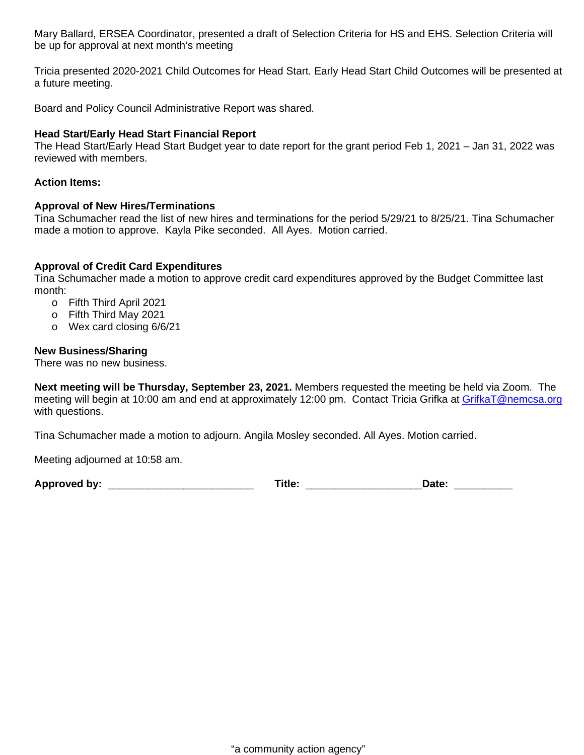Mary Ballard, ERSEA Coordinator, presented a draft of Selection Criteria for HS and EHS. Selection Criteria will be up for approval at next month's meeting

Tricia presented 2020-2021 Child Outcomes for Head Start. Early Head Start Child Outcomes will be presented at a future meeting.

Board and Policy Council Administrative Report was shared.

**Head Start/Early Head Start Financial Report**
The Head Start/Early Head Start Budget year to date report for the grant period Feb 1, 2021 – Jan 31, 2022 was reviewed with members.

**Action Items:**

**Approval of New Hires/Terminations**
Tina Schumacher read the list of new hires and terminations for the period 5/29/21 to 8/25/21. Tina Schumacher made a motion to approve. Kayla Pike seconded. All Ayes. Motion carried.

**Approval of Credit Card Expenditures**
Tina Schumacher made a motion to approve credit card expenditures approved by the Budget Committee last month:

- Fifth Third April 2021
- Fifth Third May 2021
- Wex card closing 6/6/21

**New Business/Sharing**
There was no new business.

**Next meeting will be Thursday, September 23, 2021.** Members requested the meeting be held via Zoom. The meeting will begin at 10:00 am and end at approximately 12:00 pm. Contact Tricia Grifka at GrifkaT@nemcsa.org with questions.

Tina Schumacher made a motion to adjourn. Angila Mosley seconded. All Ayes. Motion carried.

Meeting adjourned at 10:58 am.

**Approved by:** ________________________ **Title:** ___________________ **Date:** __________

"a community action agency"